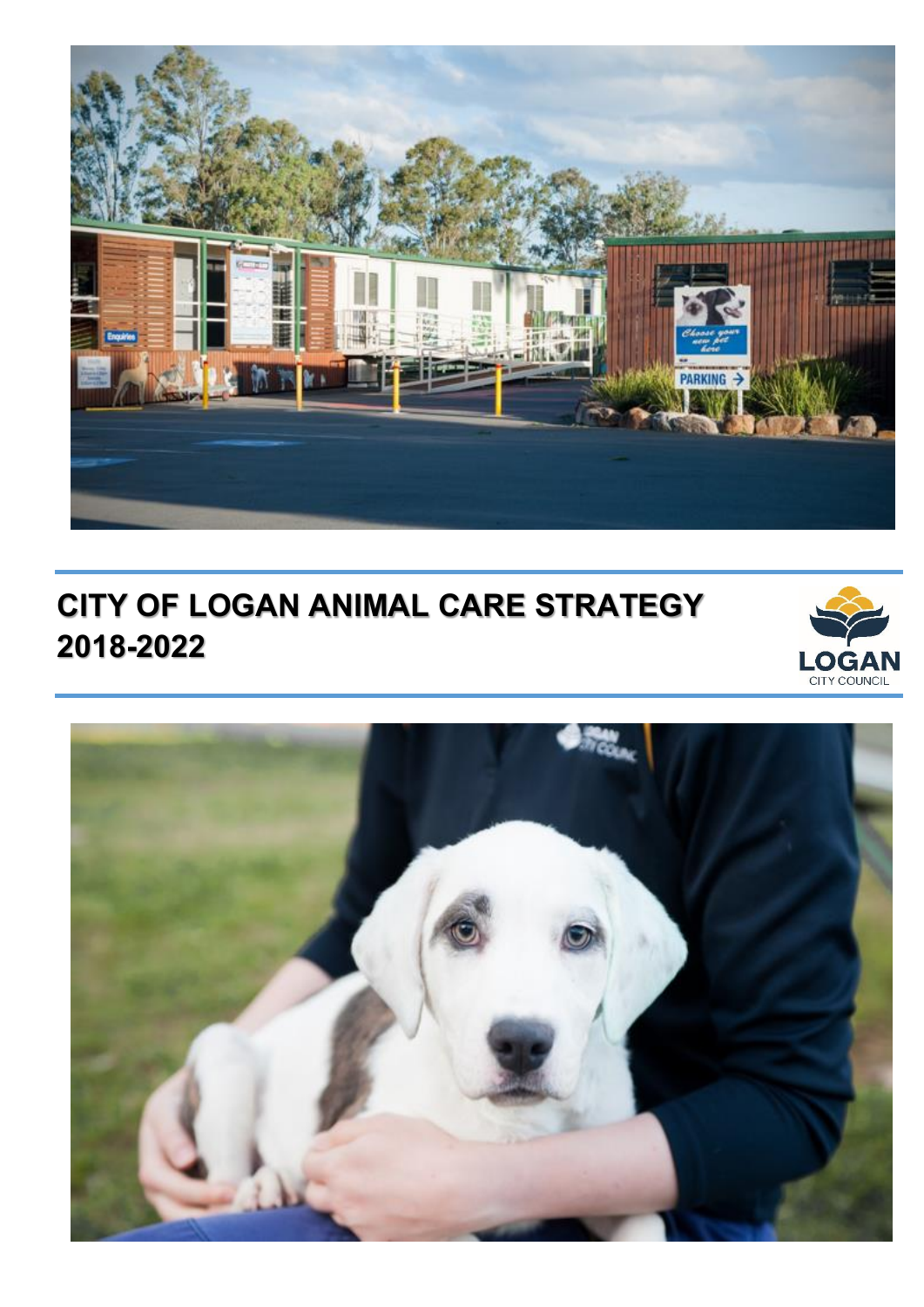# CITY OF LOGAN ANIMAL CARE STRATEGY 2018-2022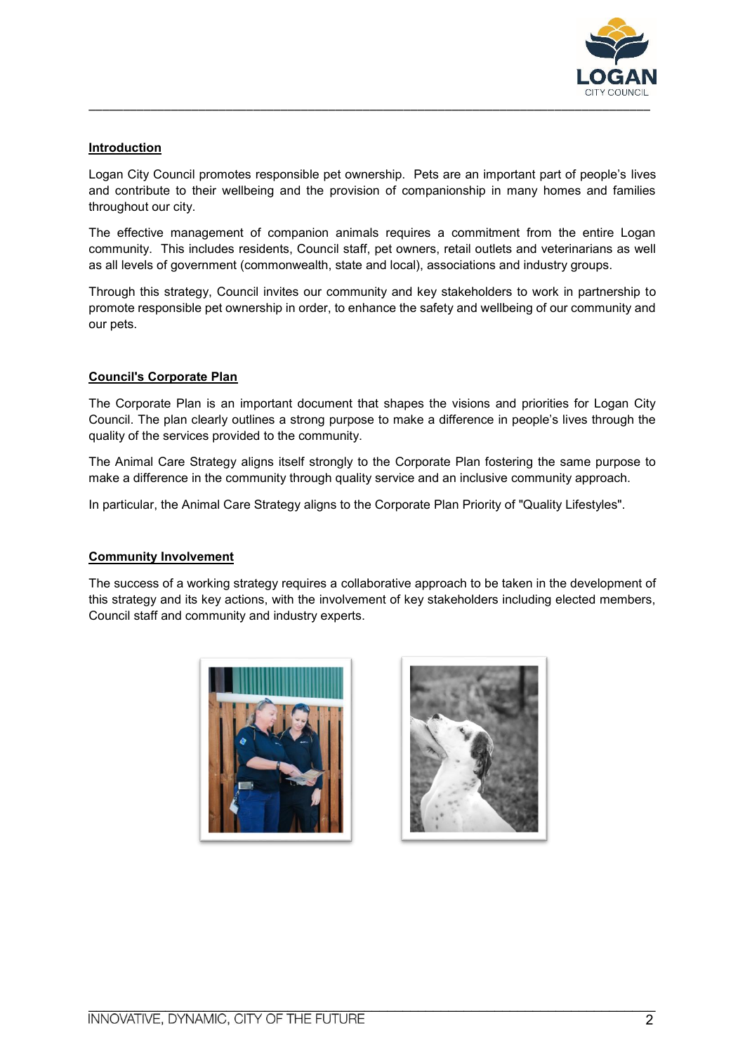## Introduction

Logan City Council promotes responsible pet ownership. Pets are an important part of people's lives and contribute to their wellbeing and the provision of companionship in many homes and families throughout our city.

The effective management of companion animals requires a commitment from the entire Logan community. This includes residents, Council staff, pet owners, retail outlets and veterinarians as well as all levels of government (commonwealth, state and local), associations and industry groups.

Through this strategy, Council invites our community and key stakeholders to work in partnership to promote responsible pet ownership in order, to enhance the safety and wellbeing of our community and our pets.

## Council's Corporate Plan

The Corporate Plan is an important document that shapes the visions and priorities for Logan City Council. The plan clearly outlines a strong purpose to make a difference in people's lives through the quality of the services provided to the community.

The Animal Care Strategy aligns itself strongly to the Corporate Plan fostering the same purpose to make a difference in the community through quality service and an inclusive community approach.

In particular, the Animal Care Strategy aligns to the Corporate Plan Priority of "Quality Lifestyles".

## Community Involvement

The success of a working strategy requires a collaborative approach to be taken in the development of this strategy and its key actions, with the involvement of key stakeholders including elected members, Council staff and community and industry experts.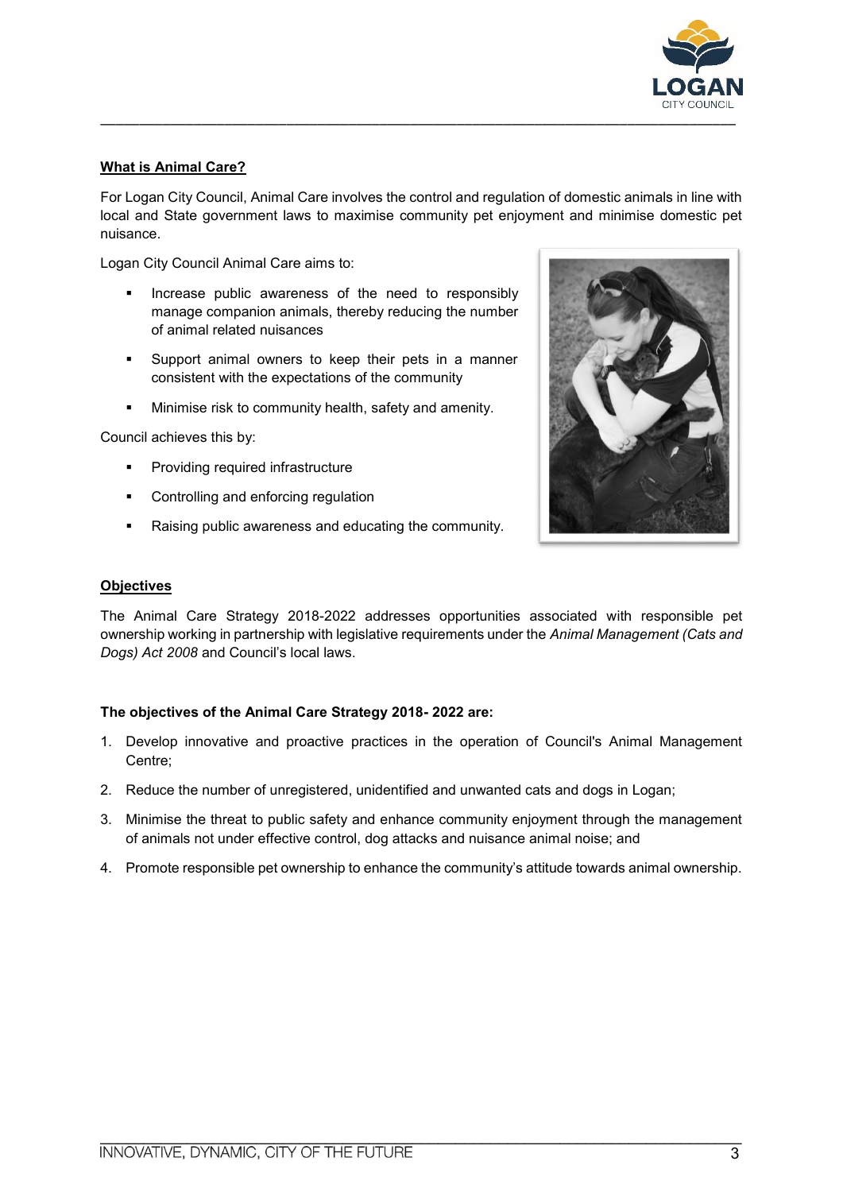**What is Animal Care?**

For Logan City Council, Animal Care involves the control and regulation of domestic animals in line with local and State government laws to maximise community pet enjoyment and minimise domestic pet nuisance.

Logan City Council Animal Care aims to:

- Increase public awareness of the need to responsibly manage companion animals, thereby reducing the number of animal related nuisances
- Support animal owners to keep their pets in a manner consistent with the expectations of the community
- Minimise risk to community health, safety and amenity.

Council achieves this by:

- Providing required infrastructure
- Controlling and enforcing regulation
- Raising public awareness and educating the community.

**Objectives**

The Animal Care Strategy 2018-2022 addresses opportunities associated with responsible pet ownership working in partnership with legislative requirements under the *Animal Management (Cats and Dogs) Act 2008* and Council's local laws.

**The objectives of the Animal Care Strategy 2018- 2022 are:**

1. Develop innovative and proactive practices in the operation of Council's Animal Management Centre;
2. Reduce the number of unregistered, unidentified and unwanted cats and dogs in Logan;
3. Minimise the threat to public safety and enhance community enjoyment through the management of animals not under effective control, dog attacks and nuisance animal noise; and
4. Promote responsible pet ownership to enhance the community's attitude towards animal ownership.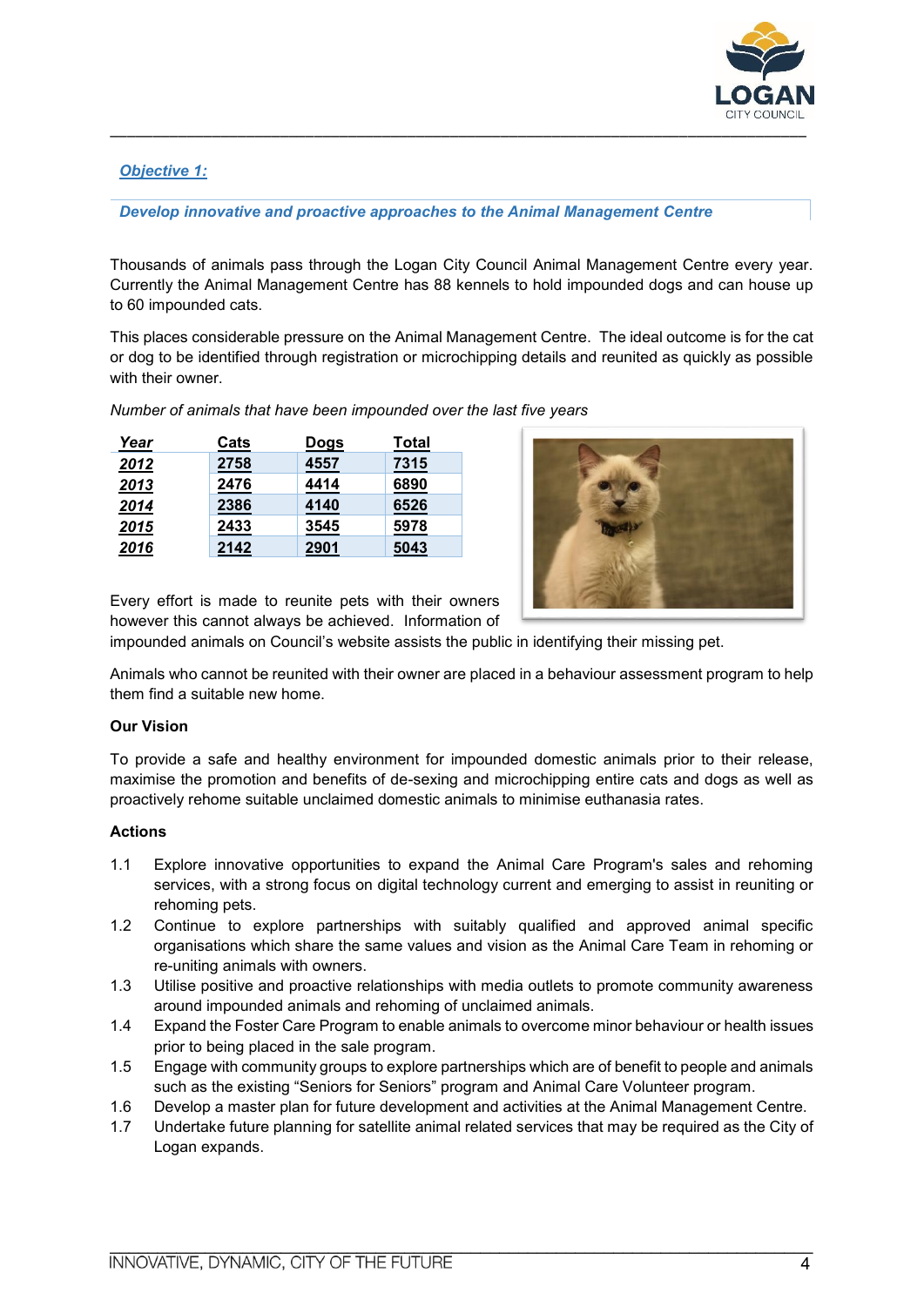***Objective 1:***

***Develop innovative and proactive approaches to the Animal Management Centre***

Thousands of animals pass through the Logan City Council Animal Management Centre every year. Currently the Animal Management Centre has 88 kennels to hold impounded dogs and can house up to 60 impounded cats.

This places considerable pressure on the Animal Management Centre. The ideal outcome is for the cat or dog to be identified through registration or microchipping details and reunited as quickly as possible with their owner.

*Number of animals that have been impounded over the last five years*

| Year | Cats | Dogs | Total |
|---|---|---|---|
| 2012 | 2758 | 4557 | 7315 |
| 2013 | 2476 | 4414 | 6890 |
| 2014 | 2386 | 4140 | 6526 |
| 2015 | 2433 | 3545 | 5978 |
| 2016 | 2142 | 2901 | 5043 |

Every effort is made to reunite pets with their owners however this cannot always be achieved. Information of impounded animals on Council's website assists the public in identifying their missing pet.

Animals who cannot be reunited with their owner are placed in a behaviour assessment program to help them find a suitable new home.

**Our Vision**

To provide a safe and healthy environment for impounded domestic animals prior to their release, maximise the promotion and benefits of de-sexing and microchipping entire cats and dogs as well as proactively rehome suitable unclaimed domestic animals to minimise euthanasia rates.

**Actions**

1.1 Explore innovative opportunities to expand the Animal Care Program's sales and rehoming services, with a strong focus on digital technology current and emerging to assist in reuniting or rehoming pets.

1.2 Continue to explore partnerships with suitably qualified and approved animal specific organisations which share the same values and vision as the Animal Care Team in rehoming or re-uniting animals with owners.

1.3 Utilise positive and proactive relationships with media outlets to promote community awareness around impounded animals and rehoming of unclaimed animals.

1.4 Expand the Foster Care Program to enable animals to overcome minor behaviour or health issues prior to being placed in the sale program.

1.5 Engage with community groups to explore partnerships which are of benefit to people and animals such as the existing "Seniors for Seniors" program and Animal Care Volunteer program.

1.6 Develop a master plan for future development and activities at the Animal Management Centre.

1.7 Undertake future planning for satellite animal related services that may be required as the City of Logan expands.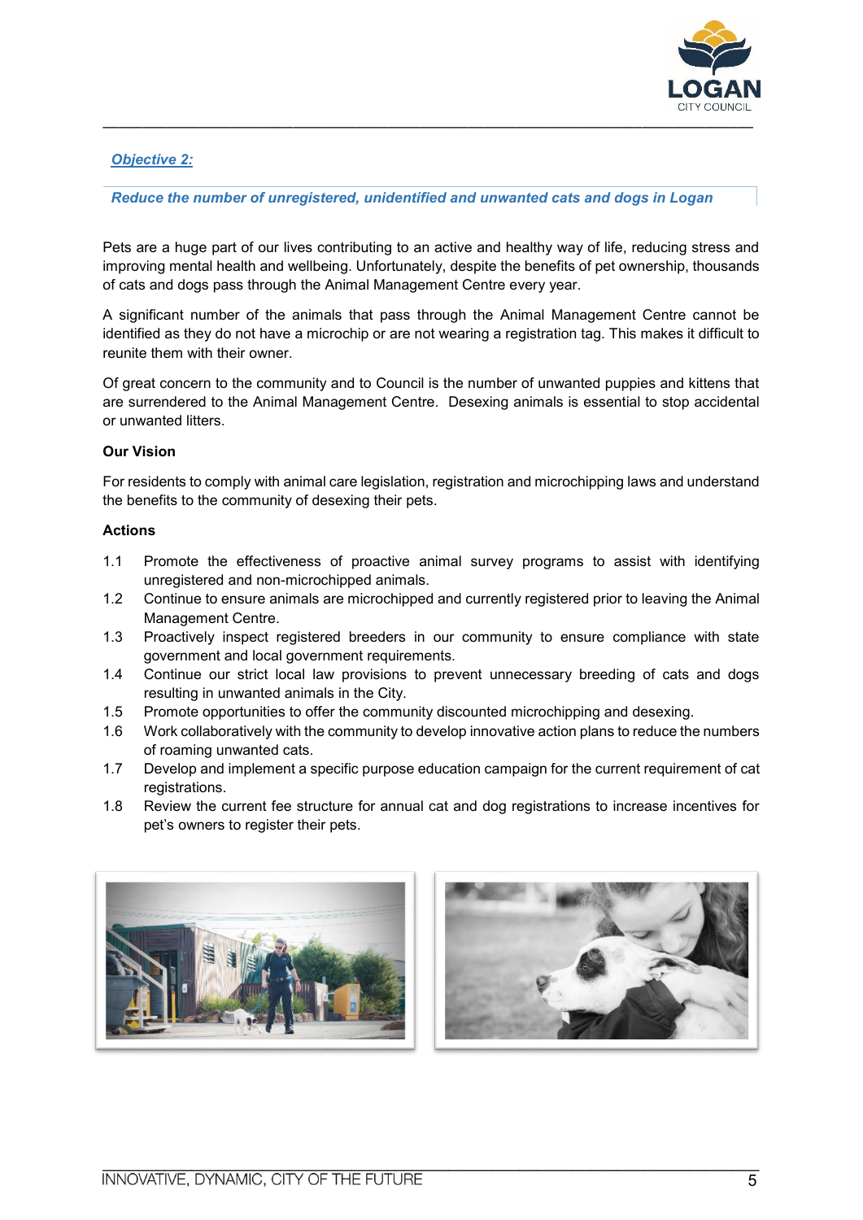## *Objective 2:*

***Reduce the number of unregistered, unidentified and unwanted cats and dogs in Logan***

Pets are a huge part of our lives contributing to an active and healthy way of life, reducing stress and improving mental health and wellbeing. Unfortunately, despite the benefits of pet ownership, thousands of cats and dogs pass through the Animal Management Centre every year.

A significant number of the animals that pass through the Animal Management Centre cannot be identified as they do not have a microchip or are not wearing a registration tag. This makes it difficult to reunite them with their owner.

Of great concern to the community and to Council is the number of unwanted puppies and kittens that are surrendered to the Animal Management Centre. Desexing animals is essential to stop accidental or unwanted litters.

**Our Vision**

For residents to comply with animal care legislation, registration and microchipping laws and understand the benefits to the community of desexing their pets.

**Actions**

1.1 Promote the effectiveness of proactive animal survey programs to assist with identifying unregistered and non-microchipped animals.
1.2 Continue to ensure animals are microchipped and currently registered prior to leaving the Animal Management Centre.
1.3 Proactively inspect registered breeders in our community to ensure compliance with state government and local government requirements.
1.4 Continue our strict local law provisions to prevent unnecessary breeding of cats and dogs resulting in unwanted animals in the City.
1.5 Promote opportunities to offer the community discounted microchipping and desexing.
1.6 Work collaboratively with the community to develop innovative action plans to reduce the numbers of roaming unwanted cats.
1.7 Develop and implement a specific purpose education campaign for the current requirement of cat registrations.
1.8 Review the current fee structure for annual cat and dog registrations to increase incentives for pet's owners to register their pets.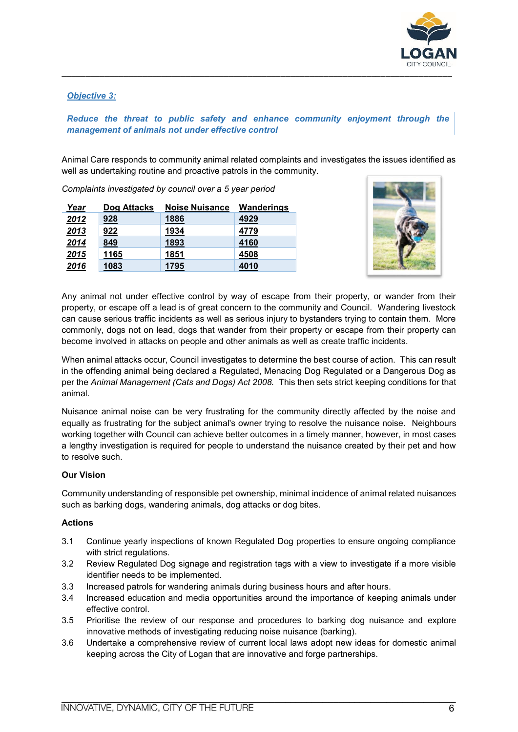***Objective 3:***

***Reduce the threat to public safety and enhance community enjoyment through the management of animals not under effective control***

Animal Care responds to community animal related complaints and investigates the issues identified as well as undertaking routine and proactive patrols in the community.

*Complaints investigated by council over a 5 year period*

| Year | Dog Attacks | Noise Nuisance | Wanderings |
|---|---|---|---|
| 2012 | 928 | 1886 | 4929 |
| 2013 | 922 | 1934 | 4779 |
| 2014 | 849 | 1893 | 4160 |
| 2015 | 1165 | 1851 | 4508 |
| 2016 | 1083 | 1795 | 4010 |

Any animal not under effective control by way of escape from their property, or wander from their property, or escape off a lead is of great concern to the community and Council. Wandering livestock can cause serious traffic incidents as well as serious injury to bystanders trying to contain them. More commonly, dogs not on lead, dogs that wander from their property or escape from their property can become involved in attacks on people and other animals as well as create traffic incidents.

When animal attacks occur, Council investigates to determine the best course of action. This can result in the offending animal being declared a Regulated, Menacing Dog Regulated or a Dangerous Dog as per the *Animal Management (Cats and Dogs) Act 2008.* This then sets strict keeping conditions for that animal.

Nuisance animal noise can be very frustrating for the community directly affected by the noise and equally as frustrating for the subject animal's owner trying to resolve the nuisance noise. Neighbours working together with Council can achieve better outcomes in a timely manner, however, in most cases a lengthy investigation is required for people to understand the nuisance created by their pet and how to resolve such.

**Our Vision**

Community understanding of responsible pet ownership, minimal incidence of animal related nuisances such as barking dogs, wandering animals, dog attacks or dog bites.

**Actions**

3.1 Continue yearly inspections of known Regulated Dog properties to ensure ongoing compliance with strict regulations.

3.2 Review Regulated Dog signage and registration tags with a view to investigate if a more visible identifier needs to be implemented.

3.3 Increased patrols for wandering animals during business hours and after hours.

3.4 Increased education and media opportunities around the importance of keeping animals under effective control.

3.5 Prioritise the review of our response and procedures to barking dog nuisance and explore innovative methods of investigating reducing noise nuisance (barking).

3.6 Undertake a comprehensive review of current local laws adopt new ideas for domestic animal keeping across the City of Logan that are innovative and forge partnerships.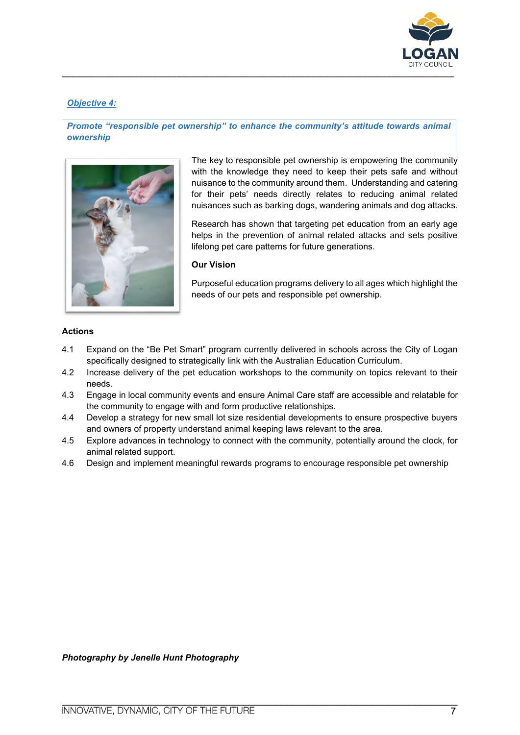***Objective 4:***

***Promote "responsible pet ownership" to enhance the community's attitude towards animal ownership***

The key to responsible pet ownership is empowering the community with the knowledge they need to keep their pets safe and without nuisance to the community around them. Understanding and catering for their pets' needs directly relates to reducing animal related nuisances such as barking dogs, wandering animals and dog attacks.

Research has shown that targeting pet education from an early age helps in the prevention of animal related attacks and sets positive lifelong pet care patterns for future generations.

**Our Vision**

Purposeful education programs delivery to all ages which highlight the needs of our pets and responsible pet ownership.

**Actions**

4.1 Expand on the "Be Pet Smart" program currently delivered in schools across the City of Logan specifically designed to strategically link with the Australian Education Curriculum.

4.2 Increase delivery of the pet education workshops to the community on topics relevant to their needs.

4.3 Engage in local community events and ensure Animal Care staff are accessible and relatable for the community to engage with and form productive relationships.

4.4 Develop a strategy for new small lot size residential developments to ensure prospective buyers and owners of property understand animal keeping laws relevant to the area.

4.5 Explore advances in technology to connect with the community, potentially around the clock, for animal related support.

4.6 Design and implement meaningful rewards programs to encourage responsible pet ownership

***Photography by Jenelle Hunt Photography***